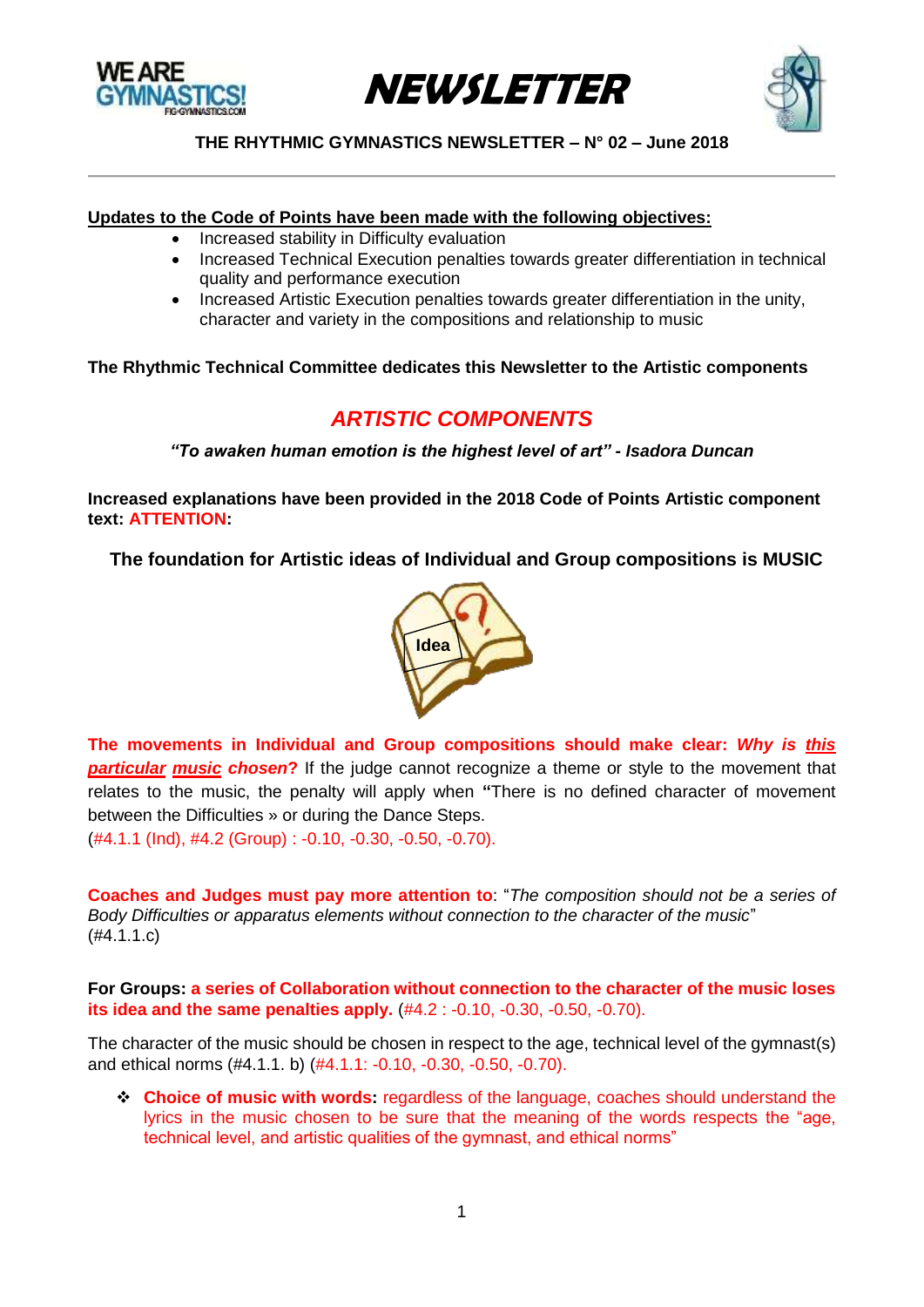# NEWSLETTER

**THE RHYTHMIC GYMNASTICS NEWSLETTER – N° 02 – June 2018**

---

**Updates to the Code of Points have been made with the following objectives:**

- Increased stability in Difficulty evaluation
- Increased Technical Execution penalties towards greater differentiation in technical quality and performance execution
- Increased Artistic Execution penalties towards greater differentiation in the unity, character and variety in the compositions and relationship to music

**The Rhythmic Technical Committee dedicates this Newsletter to the Artistic components**

## *ARTISTIC COMPONENTS*

***"To awaken human emotion is the highest level of art" - Isadora Duncan***

**Increased explanations have been provided in the 2018 Code of Points Artistic component text: ATTENTION:**

**The foundation for Artistic ideas of Individual and Group compositions is MUSIC**

Idea

**The movements in Individual and Group compositions should make clear: *Why is this particular music chosen*?** If the judge cannot recognize a theme or style to the movement that relates to the music, the penalty will apply when **"**There is no defined character of movement between the Difficulties » or during the Dance Steps.
(#4.1.1 (Ind), #4.2 (Group) : -0.10, -0.30, -0.50, -0.70).

**Coaches and Judges must pay more attention to**: "*The composition should not be a series of Body Difficulties or apparatus elements without connection to the character of the music*" (#4.1.1.c)

**For Groups: a series of Collaboration without connection to the character of the music loses its idea and the same penalties apply.** (#4.2 : -0.10, -0.30, -0.50, -0.70).

The character of the music should be chosen in respect to the age, technical level of the gymnast(s) and ethical norms (#4.1.1. b) (#4.1.1: -0.10, -0.30, -0.50, -0.70).

- **Choice of music with words:** regardless of the language, coaches should understand the lyrics in the music chosen to be sure that the meaning of the words respects the "age, technical level, and artistic qualities of the gymnast, and ethical norms"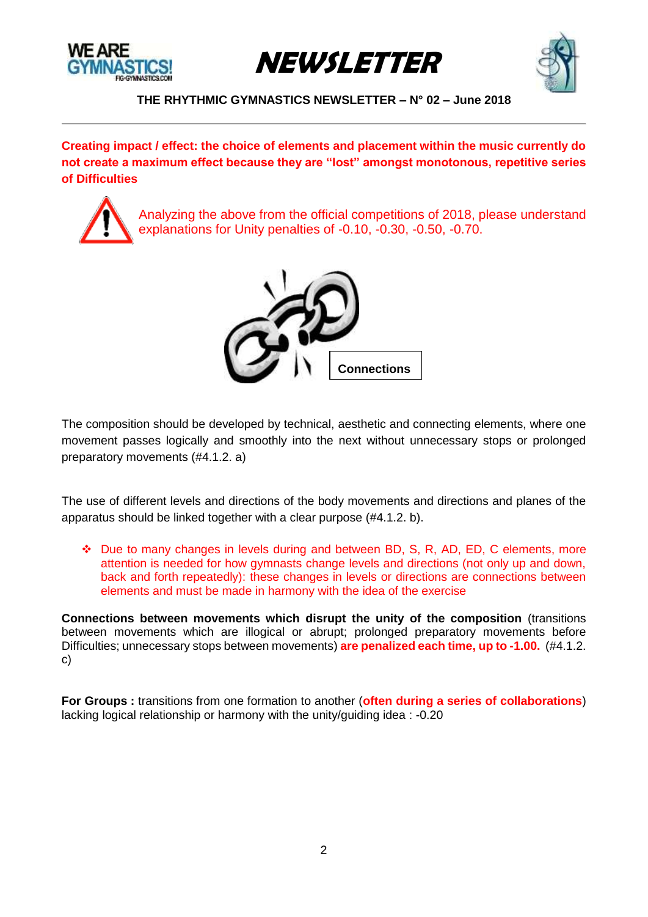**Creating impact / effect: the choice of elements and placement within the music currently do not create a maximum effect because they are "lost" amongst monotonous, repetitive series of Difficulties**

Analyzing the above from the official competitions of 2018, please understand explanations for Unity penalties of -0.10, -0.30, -0.50, -0.70.

**Connections**

The composition should be developed by technical, aesthetic and connecting elements, where one movement passes logically and smoothly into the next without unnecessary stops or prolonged preparatory movements (#4.1.2. a)

The use of different levels and directions of the body movements and directions and planes of the apparatus should be linked together with a clear purpose (#4.1.2. b).

- Due to many changes in levels during and between BD, S, R, AD, ED, C elements, more attention is needed for how gymnasts change levels and directions (not only up and down, back and forth repeatedly): these changes in levels or directions are connections between elements and must be made in harmony with the idea of the exercise

**Connections between movements which disrupt the unity of the composition** (transitions between movements which are illogical or abrupt; prolonged preparatory movements before Difficulties; unnecessary stops between movements) **are penalized each time, up to -1.00.** (#4.1.2. c)

**For Groups :** transitions from one formation to another (**often during a series of collaborations**) lacking logical relationship or harmony with the unity/guiding idea : -0.20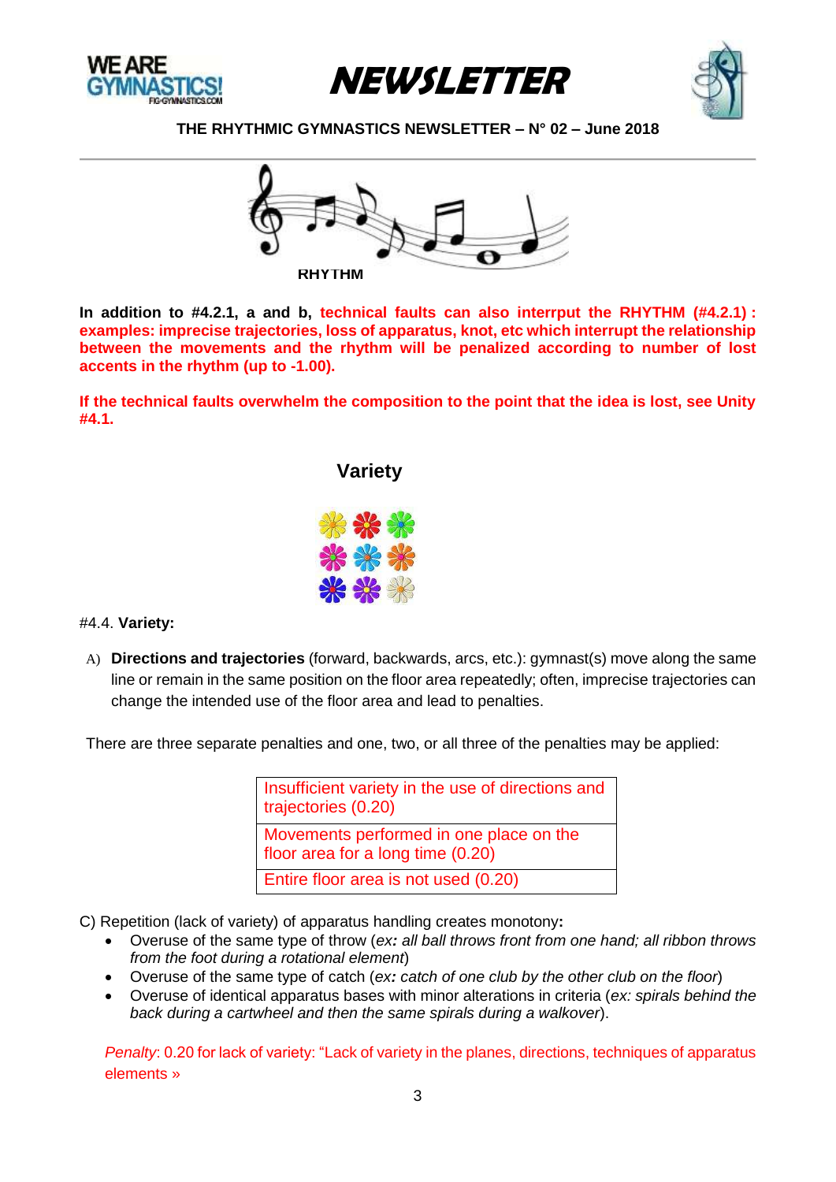**RHYTHM**

**In addition to #4.2.1, a and b, technical faults can also interrput the RHYTHM (#4.2.1) : examples: imprecise trajectories, loss of apparatus, knot, etc which interrupt the relationship between the movements and the rhythm will be penalized according to number of lost accents in the rhythm (up to -1.00).**

**If the technical faults overwhelm the composition to the point that the idea is lost, see Unity #4.1.**

## Variety

#4.4. **Variety:**

A) **Directions and trajectories** (forward, backwards, arcs, etc.): gymnast(s) move along the same line or remain in the same position on the floor area repeatedly; often, imprecise trajectories can change the intended use of the floor area and lead to penalties.

There are three separate penalties and one, two, or all three of the penalties may be applied:

| Insufficient variety in the use of directions and trajectories (0.20) |
|---|
| Movements performed in one place on the floor area for a long time (0.20) |
| Entire floor area is not used (0.20) |

C) Repetition (lack of variety) of apparatus handling creates monotony**:**

- Overuse of the same type of throw (*ex: all ball throws front from one hand; all ribbon throws from the foot during a rotational element*)
- Overuse of the same type of catch (*ex: catch of one club by the other club on the floor*)
- Overuse of identical apparatus bases with minor alterations in criteria (*ex: spirals behind the back during a cartwheel and then the same spirals during a walkover*).

*Penalty*: 0.20 for lack of variety: "Lack of variety in the planes, directions, techniques of apparatus elements »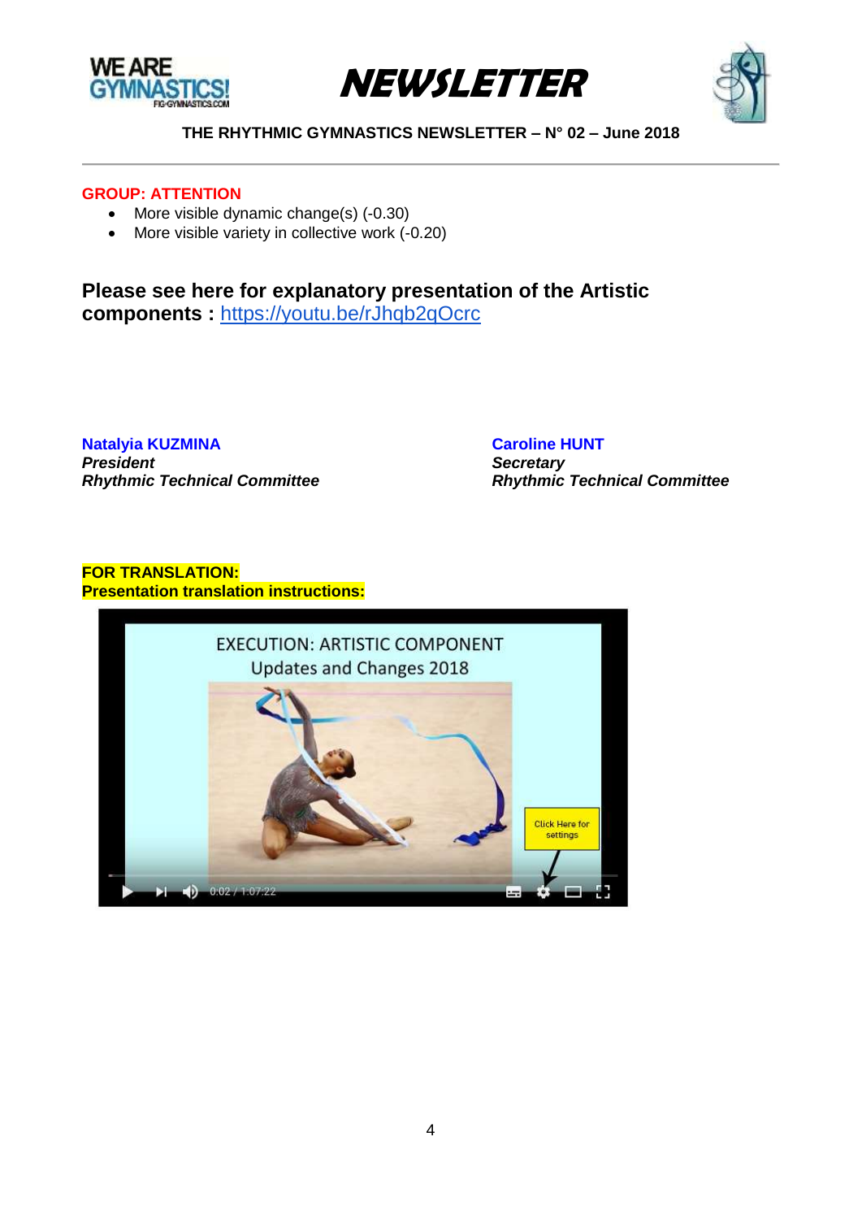**GROUP: ATTENTION**

- More visible dynamic change(s) (-0.30)
- More visible variety in collective work (-0.20)

**Please see here for explanatory presentation of the Artistic components :** https://youtu.be/rJhqb2qOcrc

**Natalyia KUZMINA**
***President***
***Rhythmic Technical Committee***

**Caroline HUNT**
***Secretary***
***Rhythmic Technical Committee***

**FOR TRANSLATION:**
**Presentation translation instructions:**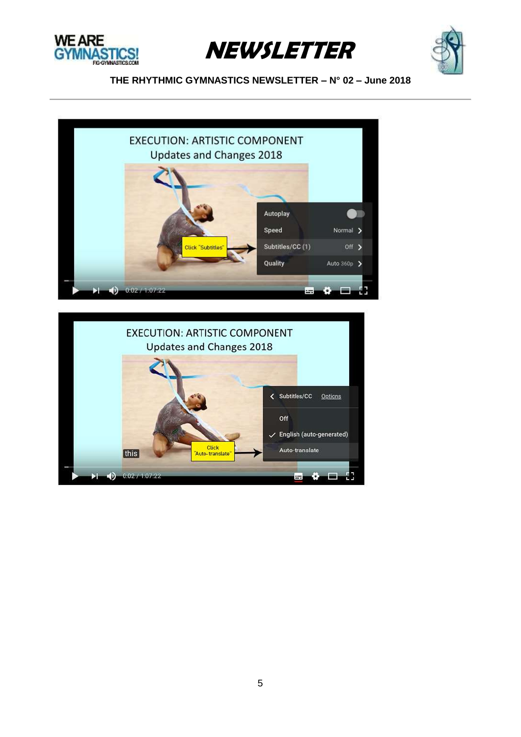EXECUTION: ARTISTIC COMPONENT
Updates and Changes 2018

Click "Subtitles"

- Autoplay
- Speed — Normal
- Subtitles/CC (1) — Off
- Quality — Auto 360p

0:02 / 1:07:22

EXECUTION: ARTISTIC COMPONENT
Updates and Changes 2018

Click "Auto-translate"

- Subtitles/CC — Options
- Off
- English (auto-generated)
- Auto-translate

this

0:02 / 1:07:22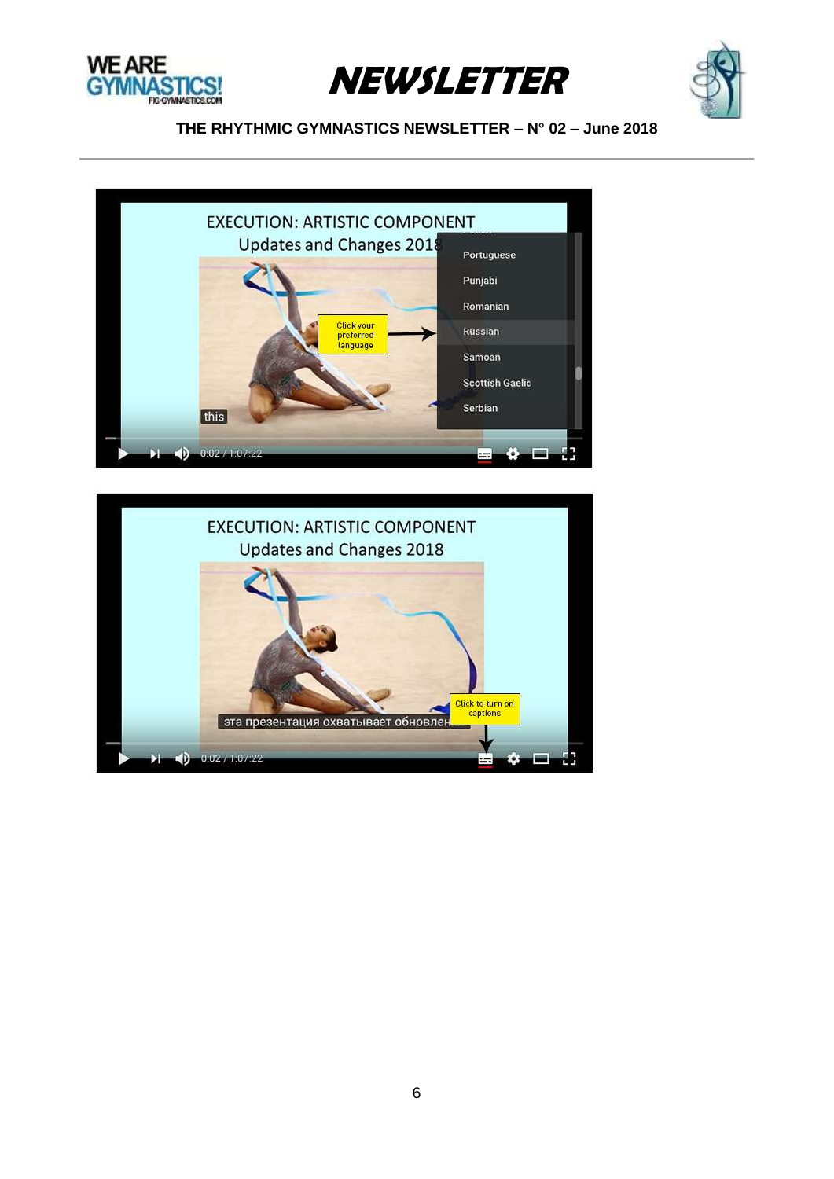EXECUTION: ARTISTIC COMPONENT
Updates and Changes 2018

Portuguese
Punjabi
Romanian
Russian
Samoan
Scottish Gaelic
Serbian

Click your preferred language

this

0:02 / 1:07:22

EXECUTION: ARTISTIC COMPONENT
Updates and Changes 2018

эта презентация охватывает обновлен

Click to turn on captions

0:02 / 1:07:22